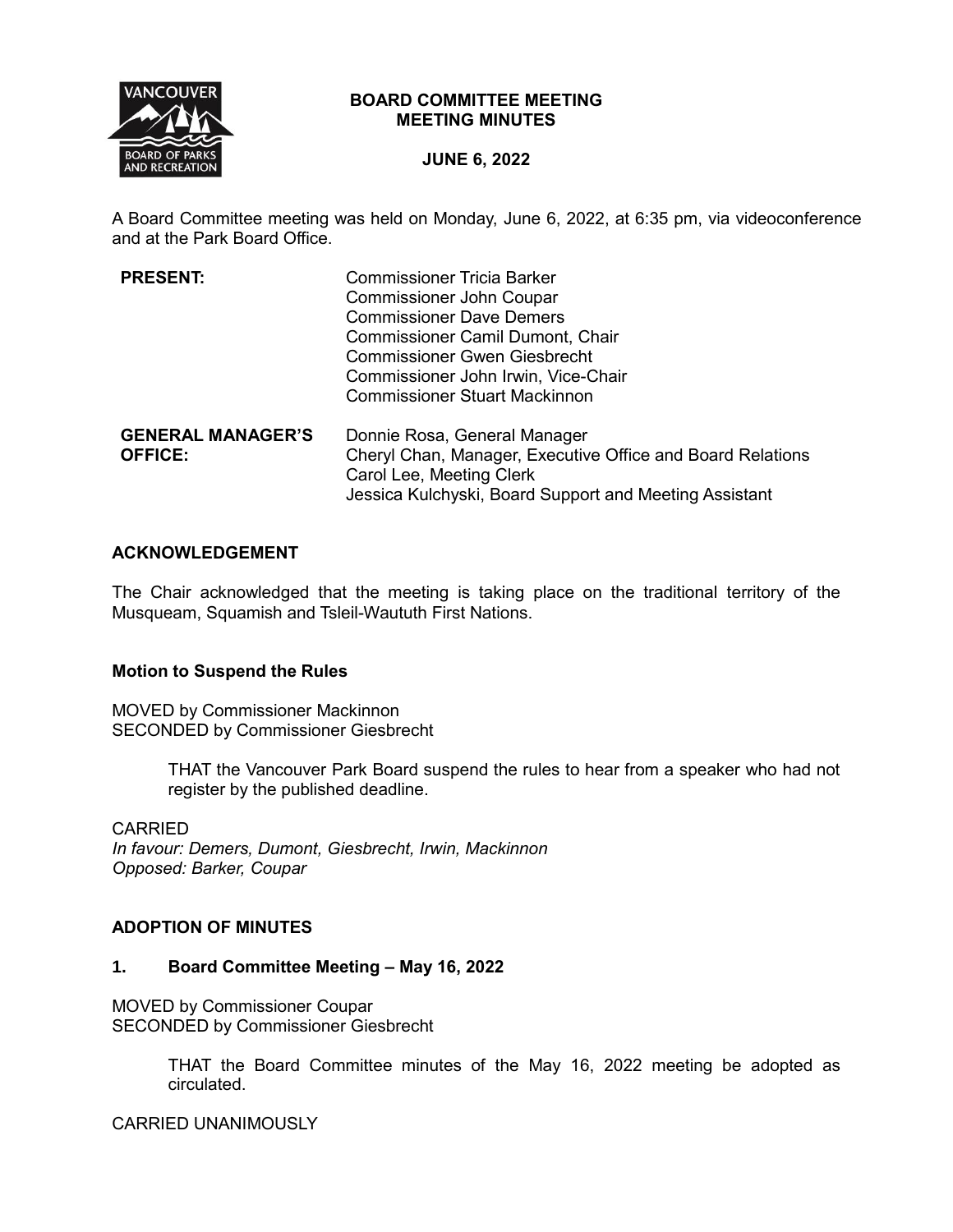# BOARD COMMITTEE MEETING
# MEETING MINUTES

**JUNE 6, 2022**

A Board Committee meeting was held on Monday, June 6, 2022, at 6:35 pm, via videoconference and at the Park Board Office.

| | |
|---|---|
| **PRESENT:** | Commissioner Tricia Barker<br>Commissioner John Coupar<br>Commissioner Dave Demers<br>Commissioner Camil Dumont, Chair<br>Commissioner Gwen Giesbrecht<br>Commissioner John Irwin, Vice-Chair<br>Commissioner Stuart Mackinnon |
| **GENERAL MANAGER'S OFFICE:** | Donnie Rosa, General Manager<br>Cheryl Chan, Manager, Executive Office and Board Relations<br>Carol Lee, Meeting Clerk<br>Jessica Kulchyski, Board Support and Meeting Assistant |

## ACKNOWLEDGEMENT

The Chair acknowledged that the meeting is taking place on the traditional territory of the Musqueam, Squamish and Tsleil-Waututh First Nations.

### Motion to Suspend the Rules

MOVED by Commissioner Mackinnon
SECONDED by Commissioner Giesbrecht

> THAT the Vancouver Park Board suspend the rules to hear from a speaker who had not register by the published deadline.

CARRIED
*In favour: Demers, Dumont, Giesbrecht, Irwin, Mackinnon*
*Opposed: Barker, Coupar*

## ADOPTION OF MINUTES

### 1. Board Committee Meeting – May 16, 2022

MOVED by Commissioner Coupar
SECONDED by Commissioner Giesbrecht

> THAT the Board Committee minutes of the May 16, 2022 meeting be adopted as circulated.

CARRIED UNANIMOUSLY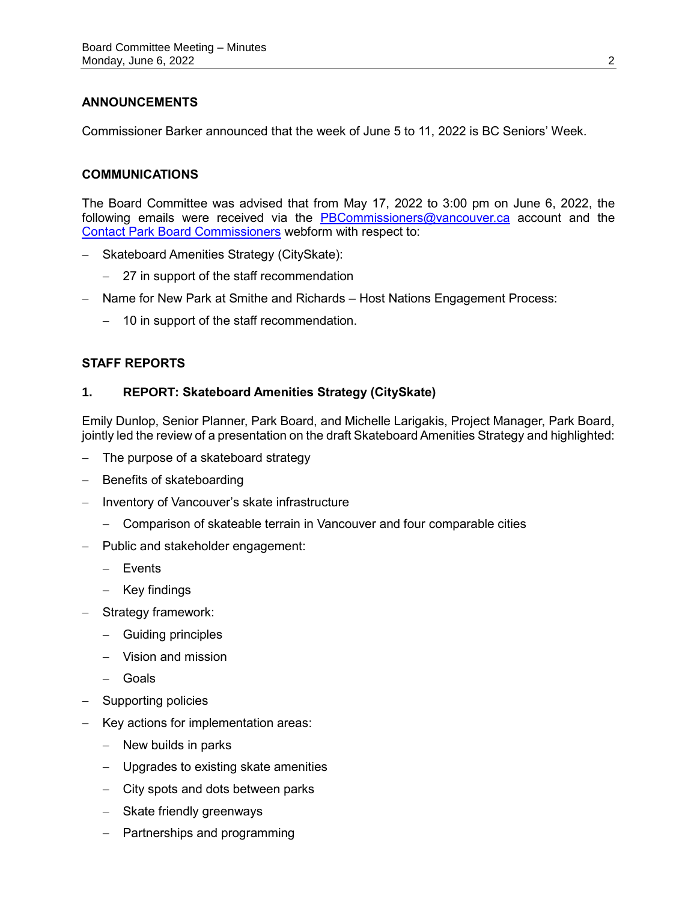## ANNOUNCEMENTS

Commissioner Barker announced that the week of June 5 to 11, 2022 is BC Seniors' Week.

## COMMUNICATIONS

The Board Committee was advised that from May 17, 2022 to 3:00 pm on June 6, 2022, the following emails were received via the PBCommissioners@vancouver.ca account and the Contact Park Board Commissioners webform with respect to:

- Skateboard Amenities Strategy (CitySkate):
  - 27 in support of the staff recommendation
- Name for New Park at Smithe and Richards – Host Nations Engagement Process:
  - 10 in support of the staff recommendation.

## STAFF REPORTS

### 1. REPORT: Skateboard Amenities Strategy (CitySkate)

Emily Dunlop, Senior Planner, Park Board, and Michelle Larigakis, Project Manager, Park Board, jointly led the review of a presentation on the draft Skateboard Amenities Strategy and highlighted:

- The purpose of a skateboard strategy
- Benefits of skateboarding
- Inventory of Vancouver's skate infrastructure
  - Comparison of skateable terrain in Vancouver and four comparable cities
- Public and stakeholder engagement:
  - Events
  - Key findings
- Strategy framework:
  - Guiding principles
  - Vision and mission
  - Goals
- Supporting policies
- Key actions for implementation areas:
  - New builds in parks
  - Upgrades to existing skate amenities
  - City spots and dots between parks
  - Skate friendly greenways
  - Partnerships and programming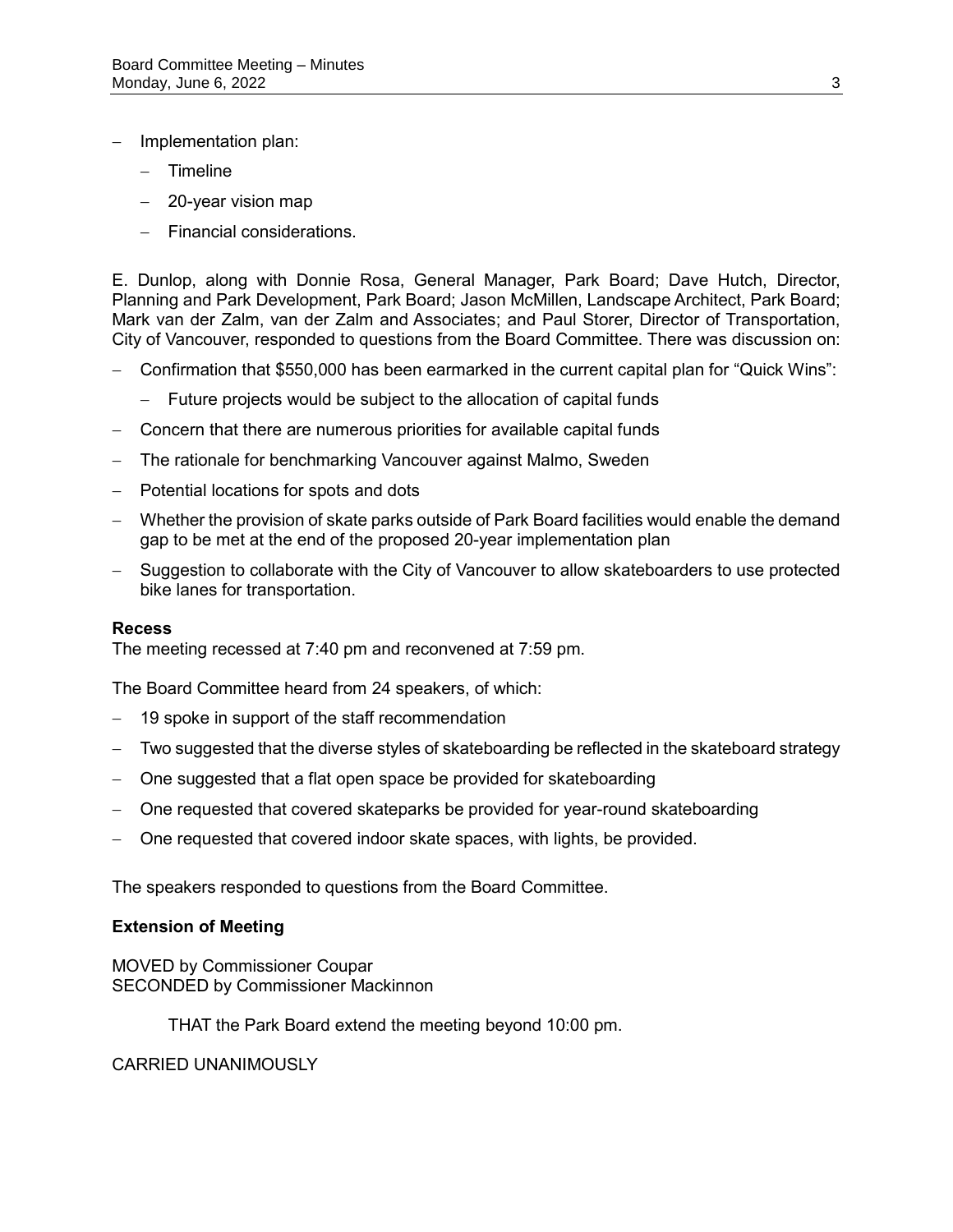- Implementation plan:
  - Timeline
  - 20-year vision map
  - Financial considerations.

E. Dunlop, along with Donnie Rosa, General Manager, Park Board; Dave Hutch, Director, Planning and Park Development, Park Board; Jason McMillen, Landscape Architect, Park Board; Mark van der Zalm, van der Zalm and Associates; and Paul Storer, Director of Transportation, City of Vancouver, responded to questions from the Board Committee. There was discussion on:

- Confirmation that $550,000 has been earmarked in the current capital plan for "Quick Wins":
  - Future projects would be subject to the allocation of capital funds
- Concern that there are numerous priorities for available capital funds
- The rationale for benchmarking Vancouver against Malmo, Sweden
- Potential locations for spots and dots
- Whether the provision of skate parks outside of Park Board facilities would enable the demand gap to be met at the end of the proposed 20-year implementation plan
- Suggestion to collaborate with the City of Vancouver to allow skateboarders to use protected bike lanes for transportation.

**Recess**
The meeting recessed at 7:40 pm and reconvened at 7:59 pm.

The Board Committee heard from 24 speakers, of which:

- 19 spoke in support of the staff recommendation
- Two suggested that the diverse styles of skateboarding be reflected in the skateboard strategy
- One suggested that a flat open space be provided for skateboarding
- One requested that covered skateparks be provided for year-round skateboarding
- One requested that covered indoor skate spaces, with lights, be provided.

The speakers responded to questions from the Board Committee.

**Extension of Meeting**

MOVED by Commissioner Coupar
SECONDED by Commissioner Mackinnon

> THAT the Park Board extend the meeting beyond 10:00 pm.

CARRIED UNANIMOUSLY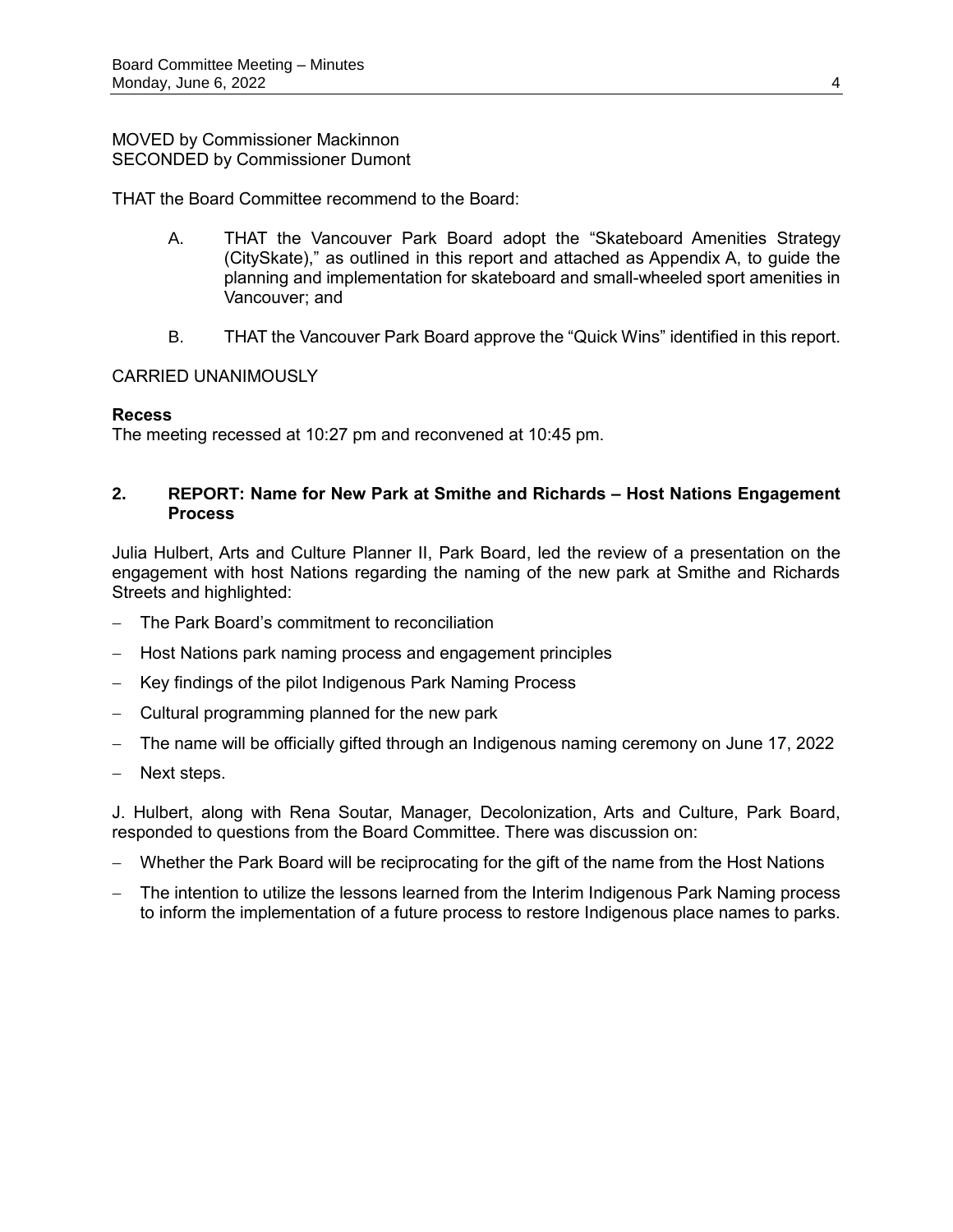MOVED by Commissioner Mackinnon
SECONDED by Commissioner Dumont

THAT the Board Committee recommend to the Board:

A. THAT the Vancouver Park Board adopt the "Skateboard Amenities Strategy (CitySkate)," as outlined in this report and attached as Appendix A, to guide the planning and implementation for skateboard and small-wheeled sport amenities in Vancouver; and

B. THAT the Vancouver Park Board approve the "Quick Wins" identified in this report.

CARRIED UNANIMOUSLY

**Recess**
The meeting recessed at 10:27 pm and reconvened at 10:45 pm.

## 2. REPORT: Name for New Park at Smithe and Richards – Host Nations Engagement Process

Julia Hulbert, Arts and Culture Planner II, Park Board, led the review of a presentation on the engagement with host Nations regarding the naming of the new park at Smithe and Richards Streets and highlighted:

- The Park Board's commitment to reconciliation
- Host Nations park naming process and engagement principles
- Key findings of the pilot Indigenous Park Naming Process
- Cultural programming planned for the new park
- The name will be officially gifted through an Indigenous naming ceremony on June 17, 2022
- Next steps.

J. Hulbert, along with Rena Soutar, Manager, Decolonization, Arts and Culture, Park Board, responded to questions from the Board Committee. There was discussion on:

- Whether the Park Board will be reciprocating for the gift of the name from the Host Nations
- The intention to utilize the lessons learned from the Interim Indigenous Park Naming process to inform the implementation of a future process to restore Indigenous place names to parks.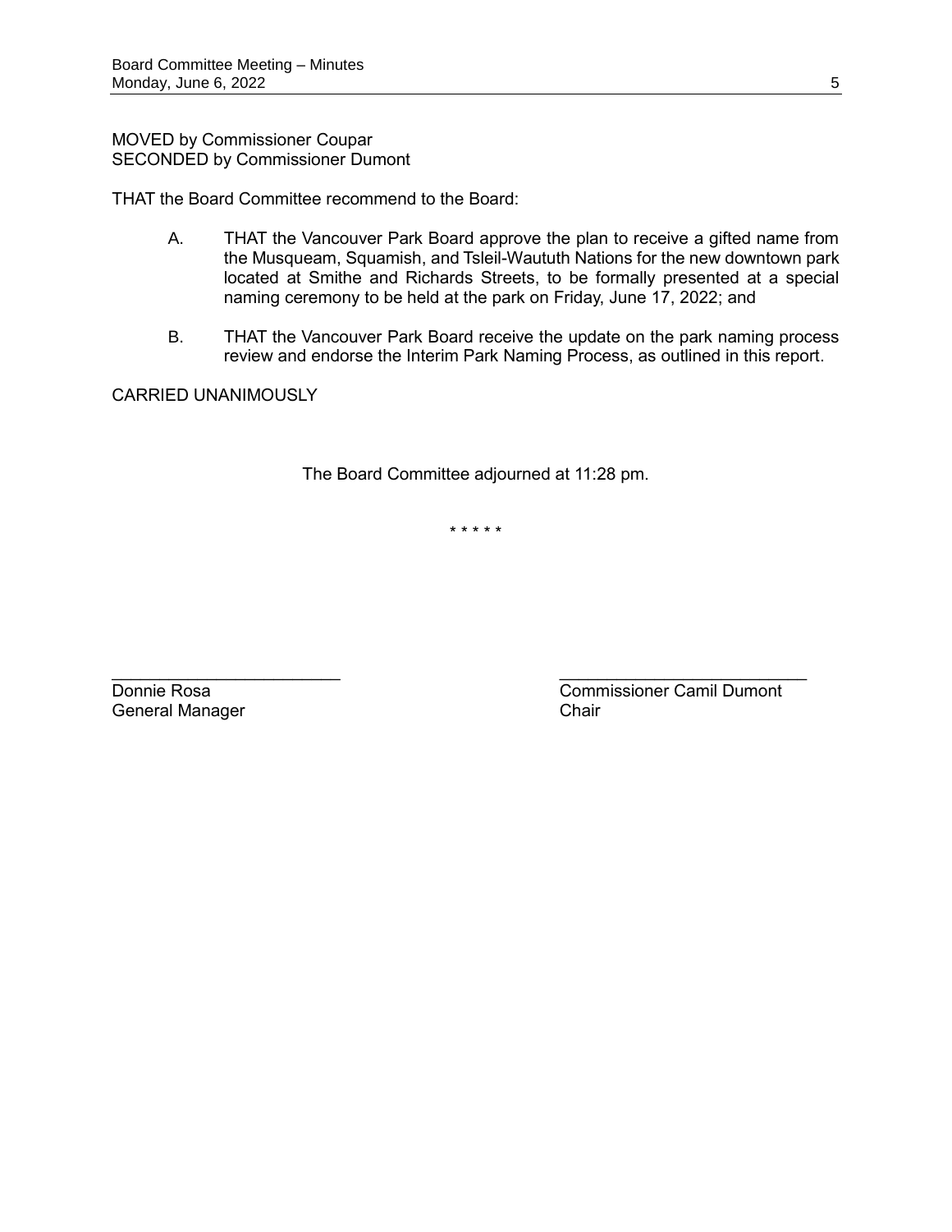MOVED by Commissioner Coupar
SECONDED by Commissioner Dumont

THAT the Board Committee recommend to the Board:

A. THAT the Vancouver Park Board approve the plan to receive a gifted name from the Musqueam, Squamish, and Tsleil-Waututh Nations for the new downtown park located at Smithe and Richards Streets, to be formally presented at a special naming ceremony to be held at the park on Friday, June 17, 2022; and

B. THAT the Vancouver Park Board receive the update on the park naming process review and endorse the Interim Park Naming Process, as outlined in this report.

CARRIED UNANIMOUSLY

The Board Committee adjourned at 11:28 pm.

\* \* \* \* \*

Donnie Rosa
General Manager

Commissioner Camil Dumont
Chair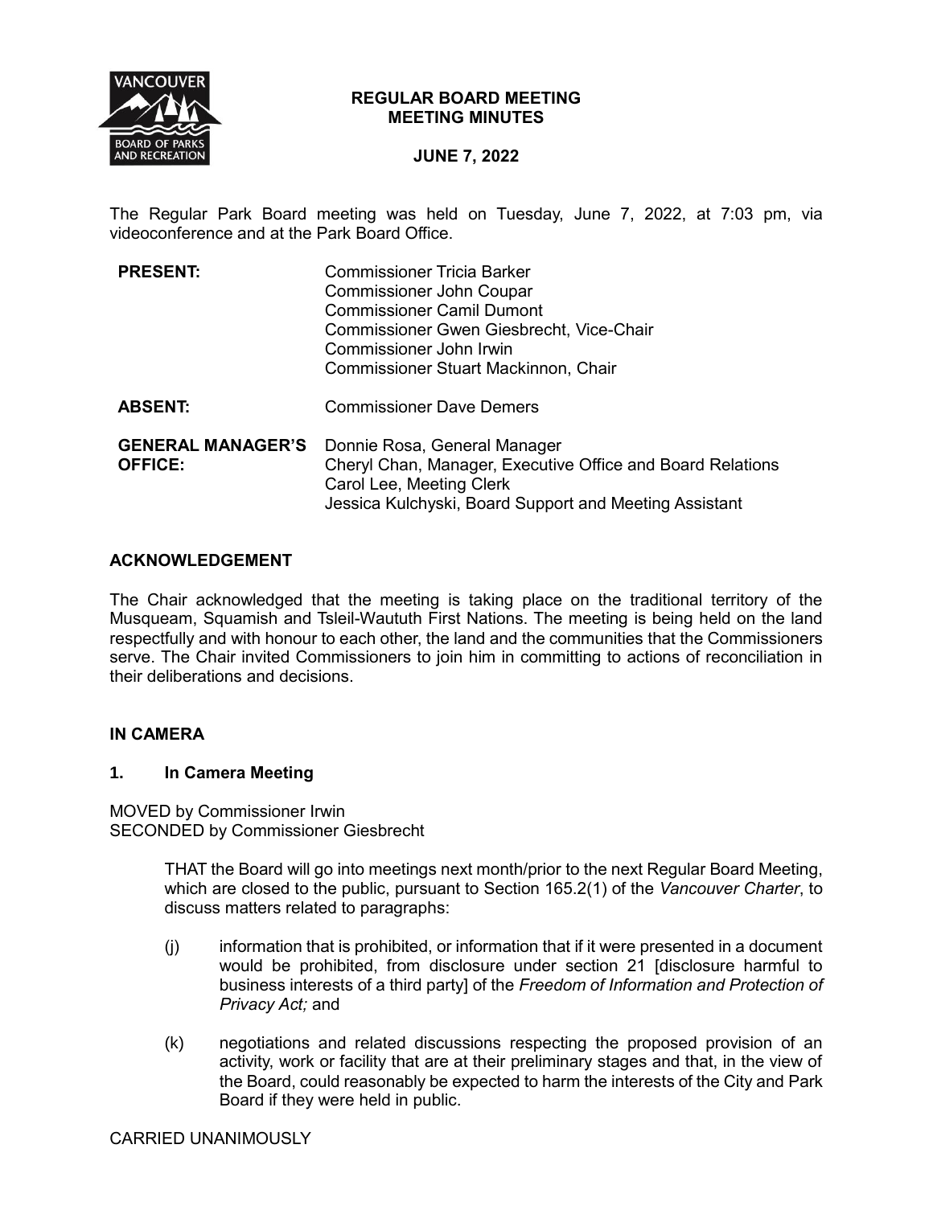# REGULAR BOARD MEETING
# MEETING MINUTES

**JUNE 7, 2022**

The Regular Park Board meeting was held on Tuesday, June 7, 2022, at 7:03 pm, via videoconference and at the Park Board Office.

| | |
|---|---|
| **PRESENT:** | Commissioner Tricia Barker<br>Commissioner John Coupar<br>Commissioner Camil Dumont<br>Commissioner Gwen Giesbrecht, Vice-Chair<br>Commissioner John Irwin<br>Commissioner Stuart Mackinnon, Chair |
| **ABSENT:** | Commissioner Dave Demers |
| **GENERAL MANAGER'S OFFICE:** | Donnie Rosa, General Manager<br>Cheryl Chan, Manager, Executive Office and Board Relations<br>Carol Lee, Meeting Clerk<br>Jessica Kulchyski, Board Support and Meeting Assistant |

## ACKNOWLEDGEMENT

The Chair acknowledged that the meeting is taking place on the traditional territory of the Musqueam, Squamish and Tsleil-Waututh First Nations. The meeting is being held on the land respectfully and with honour to each other, the land and the communities that the Commissioners serve. The Chair invited Commissioners to join him in committing to actions of reconciliation in their deliberations and decisions.

## IN CAMERA

### 1. In Camera Meeting

MOVED by Commissioner Irwin
SECONDED by Commissioner Giesbrecht

> THAT the Board will go into meetings next month/prior to the next Regular Board Meeting, which are closed to the public, pursuant to Section 165.2(1) of the *Vancouver Charter*, to discuss matters related to paragraphs:
>
> (j) information that is prohibited, or information that if it were presented in a document would be prohibited, from disclosure under section 21 [disclosure harmful to business interests of a third party] of the *Freedom of Information and Protection of Privacy Act;* and
>
> (k) negotiations and related discussions respecting the proposed provision of an activity, work or facility that are at their preliminary stages and that, in the view of the Board, could reasonably be expected to harm the interests of the City and Park Board if they were held in public.

CARRIED UNANIMOUSLY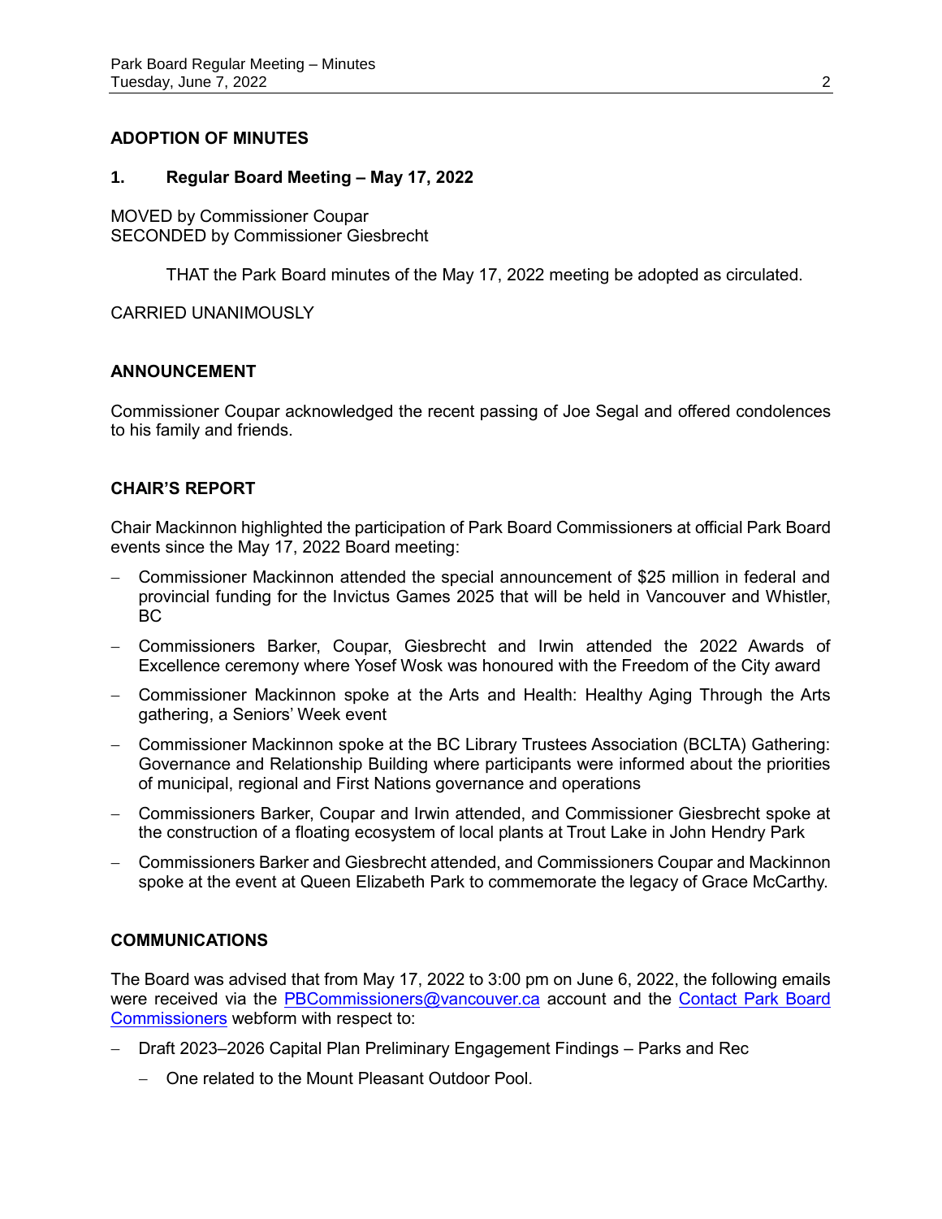## ADOPTION OF MINUTES

### 1. Regular Board Meeting – May 17, 2022

MOVED by Commissioner Coupar
SECONDED by Commissioner Giesbrecht

THAT the Park Board minutes of the May 17, 2022 meeting be adopted as circulated.

CARRIED UNANIMOUSLY

## ANNOUNCEMENT

Commissioner Coupar acknowledged the recent passing of Joe Segal and offered condolences to his family and friends.

## CHAIR'S REPORT

Chair Mackinnon highlighted the participation of Park Board Commissioners at official Park Board events since the May 17, 2022 Board meeting:

- Commissioner Mackinnon attended the special announcement of $25 million in federal and provincial funding for the Invictus Games 2025 that will be held in Vancouver and Whistler, BC
- Commissioners Barker, Coupar, Giesbrecht and Irwin attended the 2022 Awards of Excellence ceremony where Yosef Wosk was honoured with the Freedom of the City award
- Commissioner Mackinnon spoke at the Arts and Health: Healthy Aging Through the Arts gathering, a Seniors' Week event
- Commissioner Mackinnon spoke at the BC Library Trustees Association (BCLTA) Gathering: Governance and Relationship Building where participants were informed about the priorities of municipal, regional and First Nations governance and operations
- Commissioners Barker, Coupar and Irwin attended, and Commissioner Giesbrecht spoke at the construction of a floating ecosystem of local plants at Trout Lake in John Hendry Park
- Commissioners Barker and Giesbrecht attended, and Commissioners Coupar and Mackinnon spoke at the event at Queen Elizabeth Park to commemorate the legacy of Grace McCarthy.

## COMMUNICATIONS

The Board was advised that from May 17, 2022 to 3:00 pm on June 6, 2022, the following emails were received via the [PBCommissioners@vancouver.ca](mailto:PBCommissioners@vancouver.ca) account and the Contact Park Board Commissioners webform with respect to:

- Draft 2023–2026 Capital Plan Preliminary Engagement Findings – Parks and Rec
  - One related to the Mount Pleasant Outdoor Pool.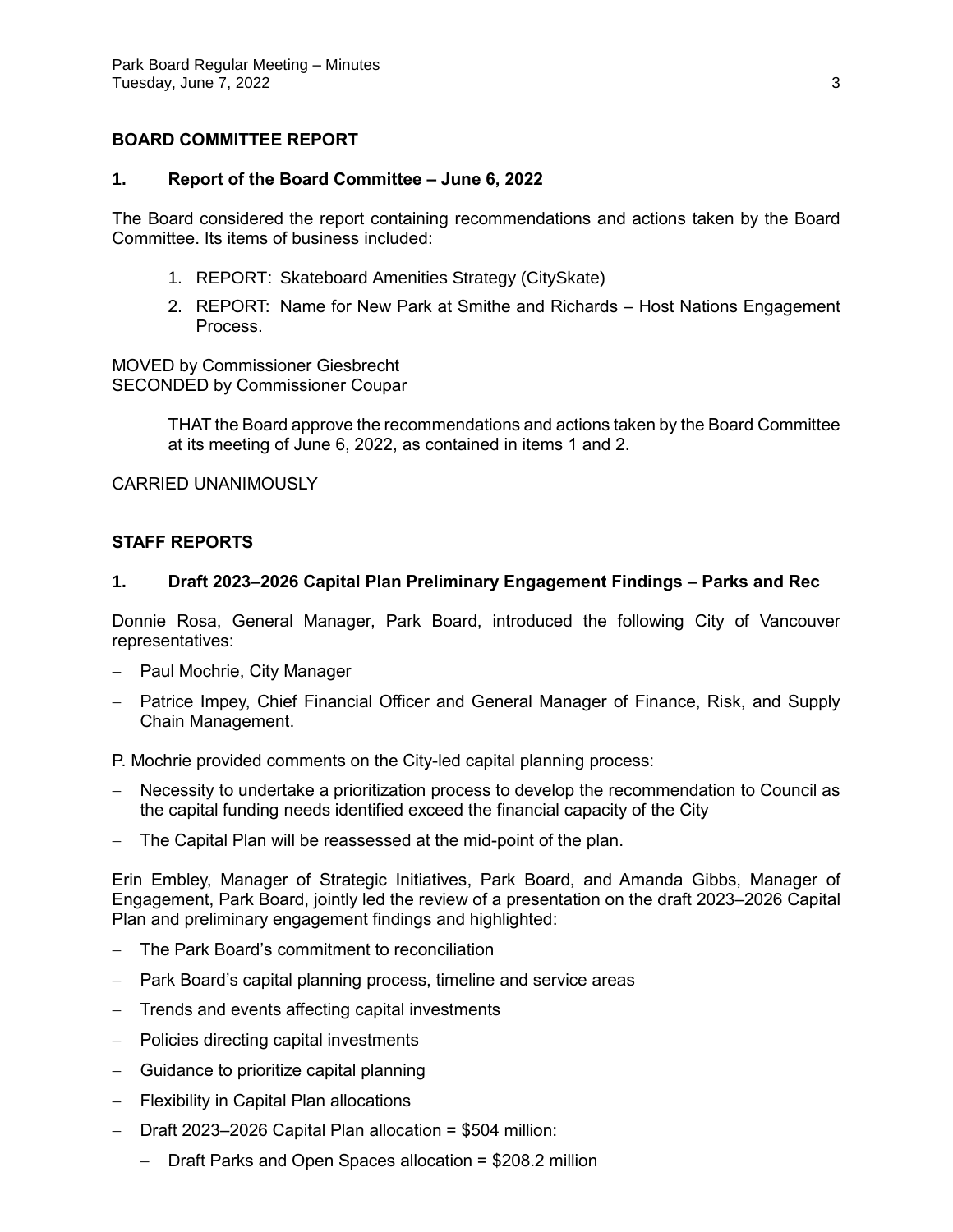## BOARD COMMITTEE REPORT

### 1. Report of the Board Committee – June 6, 2022

The Board considered the report containing recommendations and actions taken by the Board Committee. Its items of business included:

1. REPORT: Skateboard Amenities Strategy (CitySkate)
2. REPORT: Name for New Park at Smithe and Richards – Host Nations Engagement Process.

MOVED by Commissioner Giesbrecht
SECONDED by Commissioner Coupar

> THAT the Board approve the recommendations and actions taken by the Board Committee at its meeting of June 6, 2022, as contained in items 1 and 2.

CARRIED UNANIMOUSLY

## STAFF REPORTS

### 1. Draft 2023–2026 Capital Plan Preliminary Engagement Findings – Parks and Rec

Donnie Rosa, General Manager, Park Board, introduced the following City of Vancouver representatives:

- Paul Mochrie, City Manager
- Patrice Impey, Chief Financial Officer and General Manager of Finance, Risk, and Supply Chain Management.

P. Mochrie provided comments on the City-led capital planning process:

- Necessity to undertake a prioritization process to develop the recommendation to Council as the capital funding needs identified exceed the financial capacity of the City
- The Capital Plan will be reassessed at the mid-point of the plan.

Erin Embley, Manager of Strategic Initiatives, Park Board, and Amanda Gibbs, Manager of Engagement, Park Board, jointly led the review of a presentation on the draft 2023–2026 Capital Plan and preliminary engagement findings and highlighted:

- The Park Board's commitment to reconciliation
- Park Board's capital planning process, timeline and service areas
- Trends and events affecting capital investments
- Policies directing capital investments
- Guidance to prioritize capital planning
- Flexibility in Capital Plan allocations
- Draft 2023–2026 Capital Plan allocation = $504 million:
  - Draft Parks and Open Spaces allocation = $208.2 million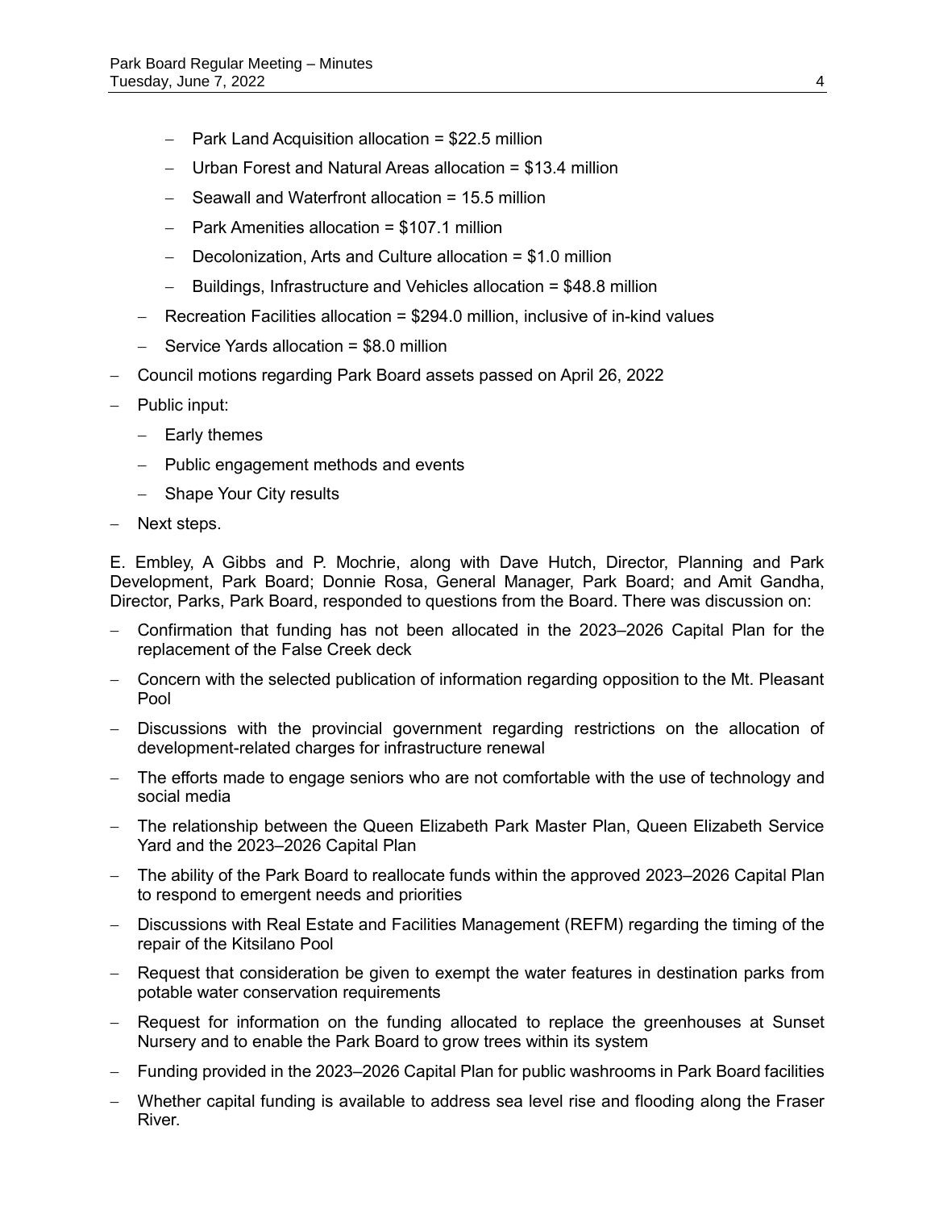- Park Land Acquisition allocation = $22.5 million
      - Urban Forest and Natural Areas allocation = $13.4 million
      - Seawall and Waterfront allocation = 15.5 million
      - Park Amenities allocation = $107.1 million
      - Decolonization, Arts and Culture allocation = $1.0 million
      - Buildings, Infrastructure and Vehicles allocation = $48.8 million
   - Recreation Facilities allocation = $294.0 million, inclusive of in-kind values
   - Service Yards allocation = $8.0 million
- Council motions regarding Park Board assets passed on April 26, 2022
- Public input:
   - Early themes
   - Public engagement methods and events
   - Shape Your City results
- Next steps.

E. Embley, A Gibbs and P. Mochrie, along with Dave Hutch, Director, Planning and Park Development, Park Board; Donnie Rosa, General Manager, Park Board; and Amit Gandha, Director, Parks, Park Board, responded to questions from the Board. There was discussion on:

- Confirmation that funding has not been allocated in the 2023–2026 Capital Plan for the replacement of the False Creek deck
- Concern with the selected publication of information regarding opposition to the Mt. Pleasant Pool
- Discussions with the provincial government regarding restrictions on the allocation of development-related charges for infrastructure renewal
- The efforts made to engage seniors who are not comfortable with the use of technology and social media
- The relationship between the Queen Elizabeth Park Master Plan, Queen Elizabeth Service Yard and the 2023–2026 Capital Plan
- The ability of the Park Board to reallocate funds within the approved 2023–2026 Capital Plan to respond to emergent needs and priorities
- Discussions with Real Estate and Facilities Management (REFM) regarding the timing of the repair of the Kitsilano Pool
- Request that consideration be given to exempt the water features in destination parks from potable water conservation requirements
- Request for information on the funding allocated to replace the greenhouses at Sunset Nursery and to enable the Park Board to grow trees within its system
- Funding provided in the 2023–2026 Capital Plan for public washrooms in Park Board facilities
- Whether capital funding is available to address sea level rise and flooding along the Fraser River.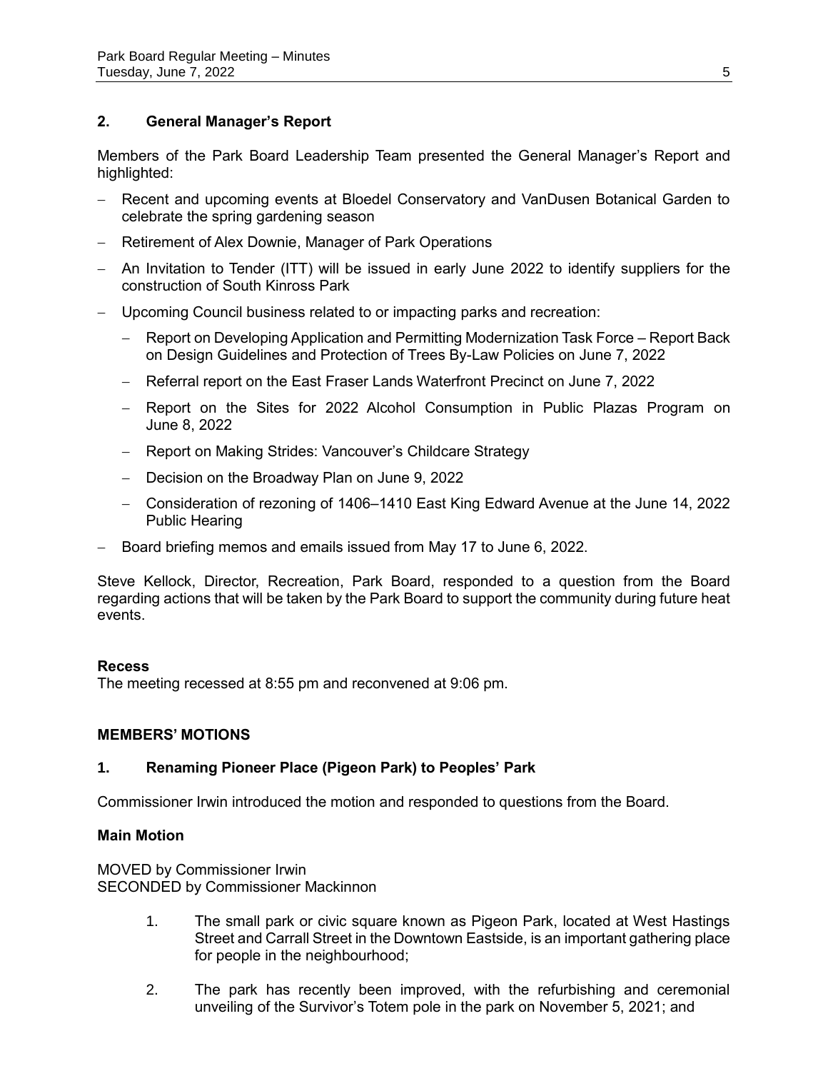## 2. General Manager's Report

Members of the Park Board Leadership Team presented the General Manager's Report and highlighted:

- Recent and upcoming events at Bloedel Conservatory and VanDusen Botanical Garden to celebrate the spring gardening season
- Retirement of Alex Downie, Manager of Park Operations
- An Invitation to Tender (ITT) will be issued in early June 2022 to identify suppliers for the construction of South Kinross Park
- Upcoming Council business related to or impacting parks and recreation:
  - Report on Developing Application and Permitting Modernization Task Force – Report Back on Design Guidelines and Protection of Trees By-Law Policies on June 7, 2022
  - Referral report on the East Fraser Lands Waterfront Precinct on June 7, 2022
  - Report on the Sites for 2022 Alcohol Consumption in Public Plazas Program on June 8, 2022
  - Report on Making Strides: Vancouver's Childcare Strategy
  - Decision on the Broadway Plan on June 9, 2022
  - Consideration of rezoning of 1406–1410 East King Edward Avenue at the June 14, 2022 Public Hearing
- Board briefing memos and emails issued from May 17 to June 6, 2022.

Steve Kellock, Director, Recreation, Park Board, responded to a question from the Board regarding actions that will be taken by the Park Board to support the community during future heat events.

**Recess**
The meeting recessed at 8:55 pm and reconvened at 9:06 pm.

## MEMBERS' MOTIONS

### 1. Renaming Pioneer Place (Pigeon Park) to Peoples' Park

Commissioner Irwin introduced the motion and responded to questions from the Board.

**Main Motion**

MOVED by Commissioner Irwin
SECONDED by Commissioner Mackinnon

1. The small park or civic square known as Pigeon Park, located at West Hastings Street and Carrall Street in the Downtown Eastside, is an important gathering place for people in the neighbourhood;

2. The park has recently been improved, with the refurbishing and ceremonial unveiling of the Survivor's Totem pole in the park on November 5, 2021; and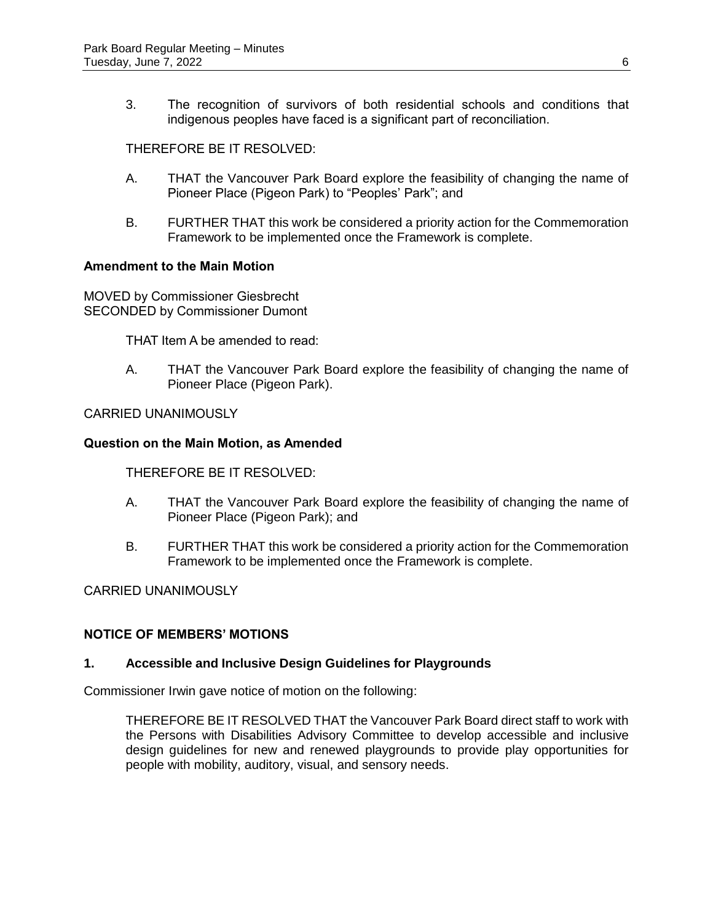3. The recognition of survivors of both residential schools and conditions that indigenous peoples have faced is a significant part of reconciliation.

THEREFORE BE IT RESOLVED:

A. THAT the Vancouver Park Board explore the feasibility of changing the name of Pioneer Place (Pigeon Park) to "Peoples' Park"; and

B. FURTHER THAT this work be considered a priority action for the Commemoration Framework to be implemented once the Framework is complete.

**Amendment to the Main Motion**

MOVED by Commissioner Giesbrecht
SECONDED by Commissioner Dumont

THAT Item A be amended to read:

A. THAT the Vancouver Park Board explore the feasibility of changing the name of Pioneer Place (Pigeon Park).

CARRIED UNANIMOUSLY

**Question on the Main Motion, as Amended**

THEREFORE BE IT RESOLVED:

A. THAT the Vancouver Park Board explore the feasibility of changing the name of Pioneer Place (Pigeon Park); and

B. FURTHER THAT this work be considered a priority action for the Commemoration Framework to be implemented once the Framework is complete.

CARRIED UNANIMOUSLY

## NOTICE OF MEMBERS' MOTIONS

### 1. Accessible and Inclusive Design Guidelines for Playgrounds

Commissioner Irwin gave notice of motion on the following:

THEREFORE BE IT RESOLVED THAT the Vancouver Park Board direct staff to work with the Persons with Disabilities Advisory Committee to develop accessible and inclusive design guidelines for new and renewed playgrounds to provide play opportunities for people with mobility, auditory, visual, and sensory needs.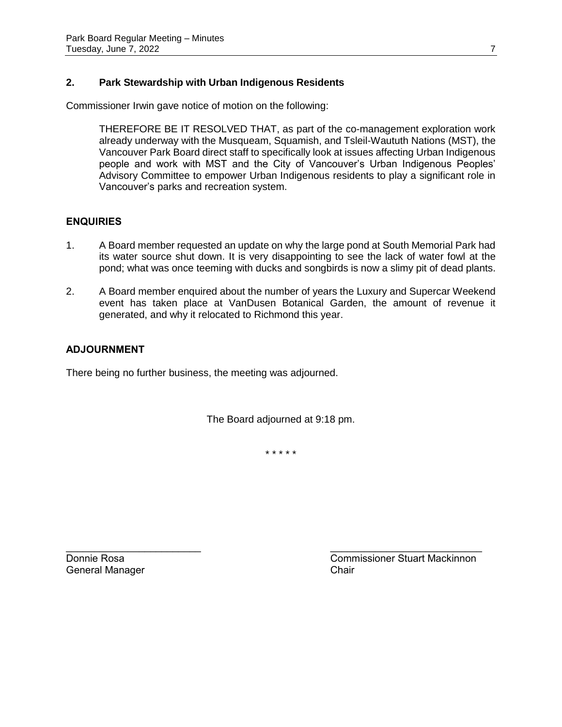**2. Park Stewardship with Urban Indigenous Residents**

Commissioner Irwin gave notice of motion on the following:

> THEREFORE BE IT RESOLVED THAT, as part of the co-management exploration work already underway with the Musqueam, Squamish, and Tsleil-Waututh Nations (MST), the Vancouver Park Board direct staff to specifically look at issues affecting Urban Indigenous people and work with MST and the City of Vancouver's Urban Indigenous Peoples' Advisory Committee to empower Urban Indigenous residents to play a significant role in Vancouver's parks and recreation system.

## ENQUIRIES

1. A Board member requested an update on why the large pond at South Memorial Park had its water source shut down. It is very disappointing to see the lack of water fowl at the pond; what was once teeming with ducks and songbirds is now a slimy pit of dead plants.

2. A Board member enquired about the number of years the Luxury and Supercar Weekend event has taken place at VanDusen Botanical Garden, the amount of revenue it generated, and why it relocated to Richmond this year.

## ADJOURNMENT

There being no further business, the meeting was adjourned.

The Board adjourned at 9:18 pm.

\* \* \* \* \*

Donnie Rosa
General Manager

Commissioner Stuart Mackinnon
Chair